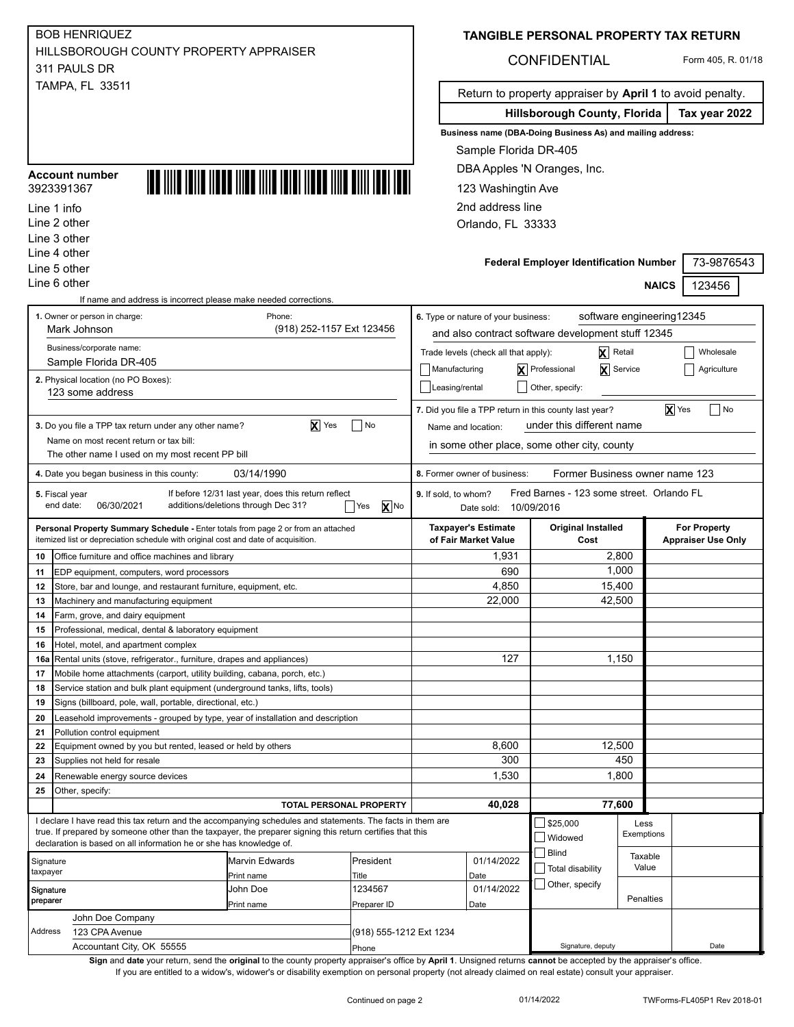BOB HENRIQUEZ
HILLSBOROUGH COUNTY PROPERTY APPRAISER
311 PAULS DR
TAMPA, FL 33511

# TANGIBLE PERSONAL PROPERTY TAX RETURN

CONFIDENTIAL

Form 405, R. 01/18

Return to property appraiser by **April 1** to avoid penalty.

**Hillsborough County, Florida** | **Tax year 2022**

**Account number**
3923391367

Line 1 info
Line 2 other
Line 3 other
Line 4 other
Line 5 other
Line 6 other

If name and address is incorrect please make needed corrections.

**Business name (DBA-Doing Business As) and mailing address:**

Sample Florida DR-405
DBA Apples 'N Oranges, Inc.
123 Washingtin Ave
2nd address line
Orlando, FL 33333

**Federal Employer Identification Number** 73-9876543

**NAICS** 123456

**1.** Owner or person in charge: Mark Johnson
Phone: (918) 252-1157 Ext 123456

Business/corporate name: Sample Florida DR-405

**2.** Physical location (no PO Boxes): 123 some address

**3.** Do you file a TPP tax return under any other name? [X] Yes [ ] No
Name on most recent return or tax bill: The other name I used on my most recent PP bill

**4.** Date you began business in this county: 03/14/1990

**5.** Fiscal year end date: 06/30/2021
If before 12/31 last year, does this return reflect additions/deletions through Dec 31? [ ] Yes [X] No

**6.** Type or nature of your business: software engineering12345 and also contract software development stuff 12345

Trade levels (check all that apply): [X] Retail [ ] Wholesale [ ] Manufacturing [X] Professional [X] Service [ ] Agriculture [ ] Leasing/rental [ ] Other, specify:

**7.** Did you file a TPP return in this county last year? [X] Yes [ ] No
Name and location: under this different name in some other place, some other city, county

**8.** Former owner of business: Former Business owner name 123

**9.** If sold, to whom? Fred Barnes - 123 some street. Orlando FL
Date sold: 10/09/2016

| | **Personal Property Summary Schedule** - Enter totals from page 2 or from an attached itemized list or depreciation schedule with original cost and date of acquisition. | **Taxpayer's Estimate of Fair Market Value** | **Original Installed Cost** | **For Property Appraiser Use Only** |
|---|---|---|---|---|
| 10 | Office furniture and office machines and library | 1,931 | 2,800 | |
| 11 | EDP equipment, computers, word processors | 690 | 1,000 | |
| 12 | Store, bar and lounge, and restaurant furniture, equipment, etc. | 4,850 | 15,400 | |
| 13 | Machinery and manufacturing equipment | 22,000 | 42,500 | |
| 14 | Farm, grove, and dairy equipment | | | |
| 15 | Professional, medical, dental & laboratory equipment | | | |
| 16 | Hotel, motel, and apartment complex | | | |
| 16a | Rental units (stove, refrigerator., furniture, drapes and appliances) | 127 | 1,150 | |
| 17 | Mobile home attachments (carport, utility building, cabana, porch, etc.) | | | |
| 18 | Service station and bulk plant equipment (underground tanks, lifts, tools) | | | |
| 19 | Signs (billboard, pole, wall, portable, directional, etc.) | | | |
| 20 | Leasehold improvements - grouped by type, year of installation and description | | | |
| 21 | Pollution control equipment | | | |
| 22 | Equipment owned by you but rented, leased or held by others | 8,600 | 12,500 | |
| 23 | Supplies not held for resale | 300 | 450 | |
| 24 | Renewable energy source devices | 1,530 | 1,800 | |
| 25 | Other, specify: | | | |
| | **TOTAL PERSONAL PROPERTY** | **40,028** | **77,600** | |

I declare I have read this tax return and the accompanying schedules and statements. The facts in them are true. If prepared by someone other than the taxpayer, the preparer signing this return certifies that this declaration is based on all information he or she has knowledge of.

| | | | |
|---|---|---|---|
| Signature taxpayer | Marvin Edwards (Print name) | President (Title) | 01/14/2022 (Date) |
| Signature preparer | John Doe (Print name) | 1234567 (Preparer ID) | 01/14/2022 (Date) |

Address: John Doe Company, 123 CPA Avenue, Accountant City, OK 55555
Phone: (918) 555-1212 Ext 1234

For Property Appraiser Use Only: [ ] $25,000 [ ] Widowed [ ] Blind [ ] Total disability [ ] Other, specify — Less Exemptions; Taxable Value; Penalties; Signature, deputy; Date

**Sign** and **date** your return, send the **original** to the county property appraiser's office by **April 1**. Unsigned returns **cannot** be accepted by the appraiser's office.
If you are entitled to a widow's, widower's or disability exemption on personal property (not already claimed on real estate) consult your appraiser.

Continued on page 2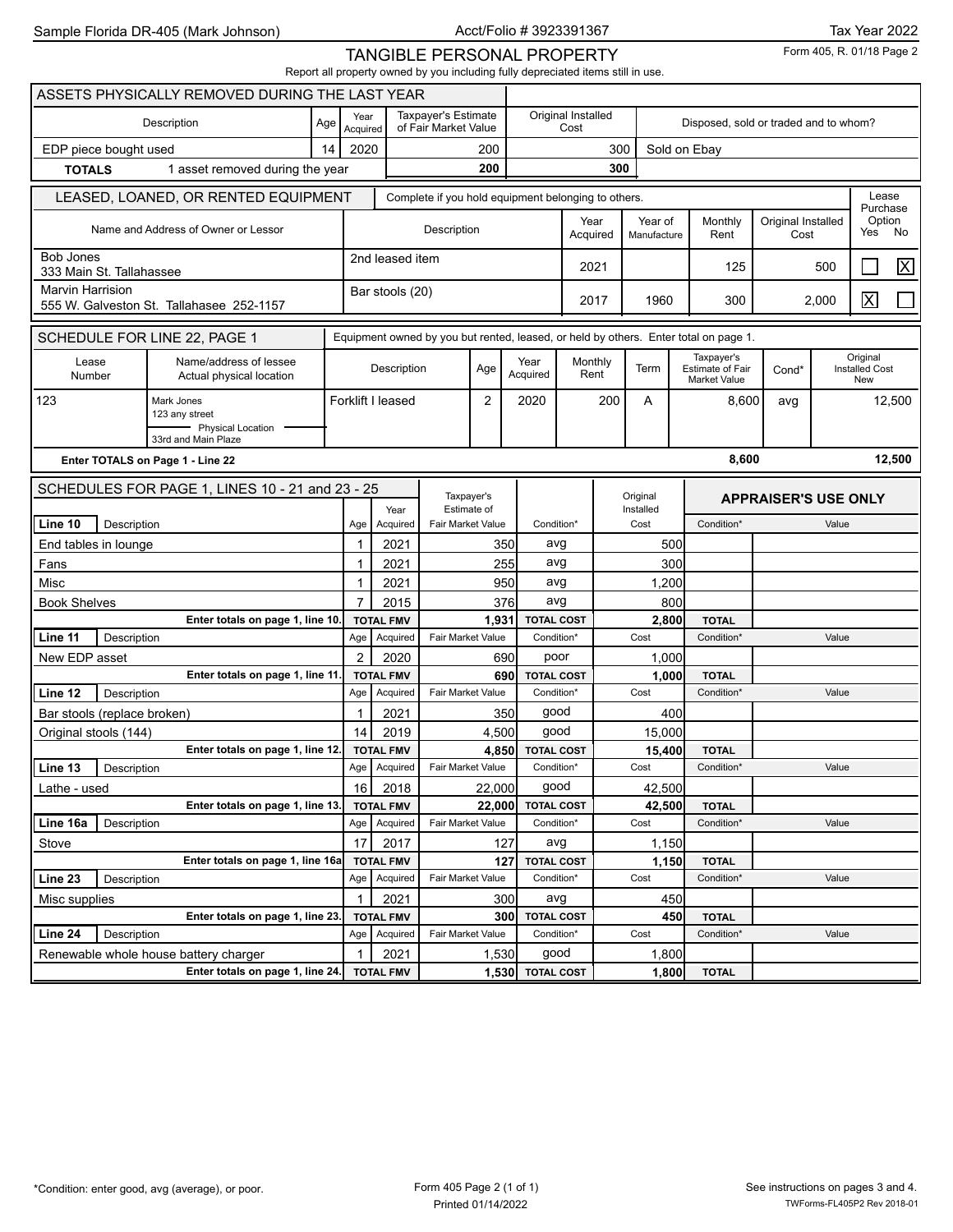# TANGIBLE PERSONAL PROPERTY

Report all property owned by you including fully depreciated items still in use.

Sample Florida DR-405 (Mark Johnson) — Acct/Folio # 3923391367 — Tax Year 2022 — Form 405, R. 01/18 Page 2

## ASSETS PHYSICALLY REMOVED DURING THE LAST YEAR

| Description | Age | Year Acquired | Taxpayer's Estimate of Fair Market Value | Original Installed Cost | Disposed, sold or traded and to whom? |
|---|---|---|---|---|---|
| EDP piece bought used | 14 | 2020 | 200 | 300 | Sold on Ebay |
| **TOTALS** 1 asset removed during the year | | | **200** | **300** | |

## LEASED, LOANED, OR RENTED EQUIPMENT

Complete if you hold equipment belonging to others.

| Name and Address of Owner or Lessor | Description | Year Acquired | Year of Manufacture | Monthly Rent | Original Installed Cost | Lease Purchase Option Yes | Lease Purchase Option No |
|---|---|---|---|---|---|---|---|
| Bob Jones, 333 Main St. Tallahassee | 2nd leased item | 2021 | | 125 | 500 | | X |
| Marvin Harrision, 555 W. Galveston St. Tallahasee 252-1157 | Bar stools (20) | 2017 | 1960 | 300 | 2,000 | X | |

## SCHEDULE FOR LINE 22, PAGE 1

Equipment owned by you but rented, leased, or held by others. Enter total on page 1.

| Lease Number | Name/address of lessee / Actual physical location | Description | Age | Year Acquired | Monthly Rent | Term | Taxpayer's Estimate of Fair Market Value | Cond* | Original Installed Cost New |
|---|---|---|---|---|---|---|---|---|---|
| 123 | Mark Jones, 123 any street; Physical Location: 33rd and Main Plaze | Forklift I leased | 2 | 2020 | 200 | A | 8,600 | avg | 12,500 |
| **Enter TOTALS on Page 1 - Line 22** | | | | | | | **8,600** | | **12,500** |

## SCHEDULES FOR PAGE 1, LINES 10 - 21 and 23 - 25

| Description | Age | Year Acquired | Taxpayer's Estimate of Fair Market Value | Condition* | Original Installed Cost | APPRAISER'S USE ONLY Condition* | APPRAISER'S USE ONLY Value |
|---|---|---|---|---|---|---|---|
| **Line 10** | | | | | | | |
| End tables in lounge | 1 | 2021 | 350 | avg | 500 | | |
| Fans | 1 | 2021 | 255 | avg | 300 | | |
| Misc | 1 | 2021 | 950 | avg | 1,200 | | |
| Book Shelves | 7 | 2015 | 376 | avg | 800 | | |
| Enter totals on page 1, line 10. | | TOTAL FMV | **1,931** | TOTAL COST | **2,800** | TOTAL | |
| **Line 11** | | | | | | | |
| New EDP asset | 2 | 2020 | 690 | poor | 1,000 | | |
| Enter totals on page 1, line 11. | | TOTAL FMV | **690** | TOTAL COST | **1,000** | TOTAL | |
| **Line 12** | | | | | | | |
| Bar stools (replace broken) | 1 | 2021 | 350 | good | 400 | | |
| Original stools (144) | 14 | 2019 | 4,500 | good | 15,000 | | |
| Enter totals on page 1, line 12. | | TOTAL FMV | **4,850** | TOTAL COST | **15,400** | TOTAL | |
| **Line 13** | | | | | | | |
| Lathe - used | 16 | 2018 | 22,000 | good | 42,500 | | |
| Enter totals on page 1, line 13. | | TOTAL FMV | **22,000** | TOTAL COST | **42,500** | TOTAL | |
| **Line 16a** | | | | | | | |
| Stove | 17 | 2017 | 127 | avg | 1,150 | | |
| Enter totals on page 1, line 16a | | TOTAL FMV | **127** | TOTAL COST | **1,150** | TOTAL | |
| **Line 23** | | | | | | | |
| Misc supplies | 1 | 2021 | 300 | avg | 450 | | |
| Enter totals on page 1, line 23. | | TOTAL FMV | **300** | TOTAL COST | **450** | TOTAL | |
| **Line 24** | | | | | | | |
| Renewable whole house battery charger | 1 | 2021 | 1,530 | good | 1,800 | | |
| Enter totals on page 1, line 24. | | TOTAL FMV | **1,530** | TOTAL COST | **1,800** | TOTAL | |

*Condition: enter good, avg (average), or poor.

Form 405 Page 2 (1 of 1)
Printed 01/14/2022

See instructions on pages 3 and 4.
TWForms-FL405P2 Rev 2018-01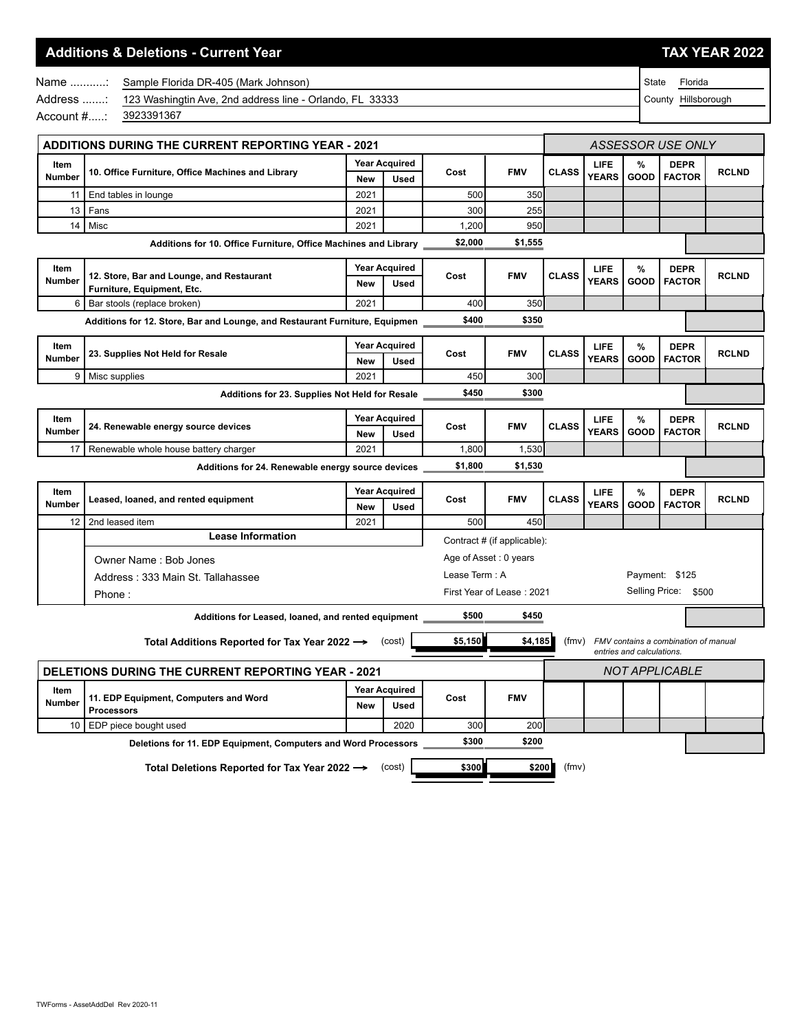# Additions & Deletions - Current Year

**TAX YEAR 2022**

Name ...........: Sample Florida DR-405 (Mark Johnson)

Address .......: 123 Washingtin Ave, 2nd address line - Orlando, FL 33333

Account #.....: 3923391367

State: Florida

County: Hillsborough

## ADDITIONS DURING THE CURRENT REPORTING YEAR - 2021

*ASSESSOR USE ONLY*

| Item Number | 10. Office Furniture, Office Machines and Library | Year Acquired New | Year Acquired Used | Cost | FMV | CLASS | LIFE YEARS | % GOOD | DEPR FACTOR | RCLND |
|---|---|---|---|---|---|---|---|---|---|---|
| 11 | End tables in lounge | 2021 | | 500 | 350 | | | | | |
| 13 | Fans | 2021 | | 300 | 255 | | | | | |
| 14 | Misc | 2021 | | 1,200 | 950 | | | | | |
| | **Additions for 10. Office Furniture, Office Machines and Library** | | | **$2,000** | **$1,555** | | | | | |

| Item Number | 12. Store, Bar and Lounge, and Restaurant Furniture, Equipment, Etc. | Year Acquired New | Year Acquired Used | Cost | FMV | CLASS | LIFE YEARS | % GOOD | DEPR FACTOR | RCLND |
|---|---|---|---|---|---|---|---|---|---|---|
| 6 | Bar stools (replace broken) | 2021 | | 400 | 350 | | | | | |
| | **Additions for 12. Store, Bar and Lounge, and Restaurant Furniture, Equipmen** | | | **$400** | **$350** | | | | | |

| Item Number | 23. Supplies Not Held for Resale | Year Acquired New | Year Acquired Used | Cost | FMV | CLASS | LIFE YEARS | % GOOD | DEPR FACTOR | RCLND |
|---|---|---|---|---|---|---|---|---|---|---|
| 9 | Misc supplies | 2021 | | 450 | 300 | | | | | |
| | **Additions for 23. Supplies Not Held for Resale** | | | **$450** | **$300** | | | | | |

| Item Number | 24. Renewable energy source devices | Year Acquired New | Year Acquired Used | Cost | FMV | CLASS | LIFE YEARS | % GOOD | DEPR FACTOR | RCLND |
|---|---|---|---|---|---|---|---|---|---|---|
| 17 | Renewable whole house battery charger | 2021 | | 1,800 | 1,530 | | | | | |
| | **Additions for 24. Renewable energy source devices** | | | **$1,800** | **$1,530** | | | | | |

| Item Number | Leased, loaned, and rented equipment | Year Acquired New | Year Acquired Used | Cost | FMV | CLASS | LIFE YEARS | % GOOD | DEPR FACTOR | RCLND |
|---|---|---|---|---|---|---|---|---|---|---|
| 12 | 2nd leased item | 2021 | | 500 | 450 | | | | | |

**Lease Information**

Owner Name : Bob Jones

Address : 333 Main St. Tallahassee

Phone :

Contract # (if applicable):

Age of Asset : 0 years

Lease Term : A

First Year of Lease : 2021

Payment: $125

Selling Price: $500

**Additions for Leased, loaned, and rented equipment** — Cost: **$500** — FMV: **$450**

**Total Additions Reported for Tax Year 2022 →** (cost) **$5,150** **$4,185** (fmv) *FMV contains a combination of manual entries and calculations.*

## DELETIONS DURING THE CURRENT REPORTING YEAR - 2021

*NOT APPLICABLE*

| Item Number | 11. EDP Equipment, Computers and Word Processors | Year Acquired New | Year Acquired Used | Cost | FMV |
|---|---|---|---|---|---|
| 10 | EDP piece bought used | | 2020 | 300 | 200 |
| | **Deletions for 11. EDP Equipment, Computers and Word Processors** | | | **$300** | **$200** |

**Total Deletions Reported for Tax Year 2022 →** (cost) **$300** **$200** (fmv)

TWForms - AssetAddDel Rev 2020-11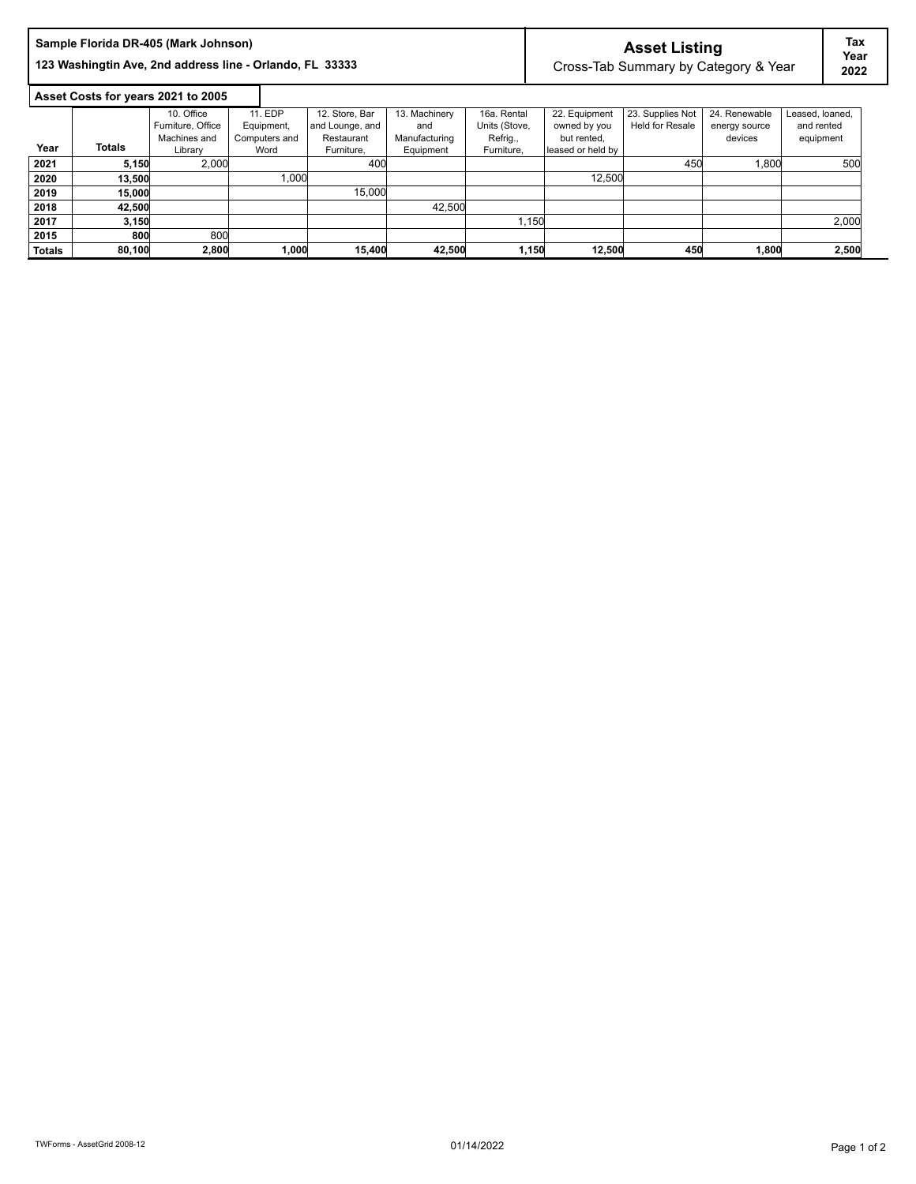**Sample Florida DR-405 (Mark Johnson)**

**123 Washingtin Ave, 2nd address line - Orlando, FL 33333**

## Asset Listing

Cross-Tab Summary by Category & Year

**Tax Year 2022**

**Asset Costs for years 2021 to 2005**

| Year | Totals | 10. Office Furniture, Office Machines and Library | 11. EDP Equipment, Computers and Word | 12. Store, Bar and Lounge, and Restaurant Furniture, | 13. Machinery and Manufacturing Equipment | 16a. Rental Units (Stove, Refrig., Furniture, | 22. Equipment owned by you but rented, leased or held by | 23. Supplies Not Held for Resale | 24. Renewable energy source devices | Leased, loaned, and rented equipment |
|---|---|---|---|---|---|---|---|---|---|---|
| **2021** | **5,150** | 2,000 | | 400 | | | | 450 | 1,800 | 500 |
| **2020** | **13,500** | | 1,000 | | | | 12,500 | | | |
| **2019** | **15,000** | | | 15,000 | | | | | | |
| **2018** | **42,500** | | | | 42,500 | | | | | |
| **2017** | **3,150** | | | | | 1,150 | | | | 2,000 |
| **2015** | **800** | 800 | | | | | | | | |
| **Totals** | **80,100** | **2,800** | **1,000** | **15,400** | **42,500** | **1,150** | **12,500** | **450** | **1,800** | **2,500** |

TWForms - AssetGrid 2008-12

01/14/2022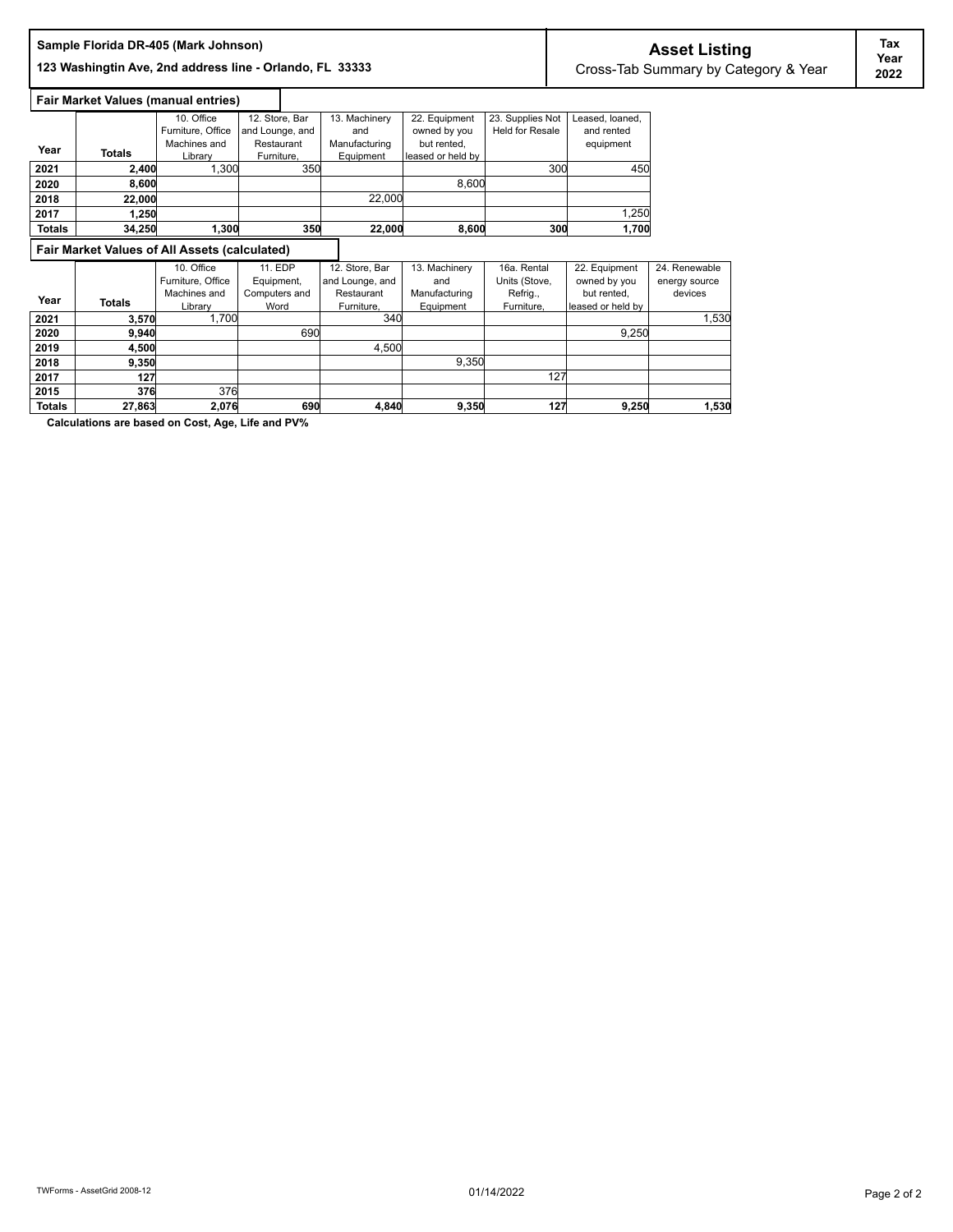**Sample Florida DR-405 (Mark Johnson)**

**123 Washingtin Ave, 2nd address line - Orlando, FL 33333**

## Asset Listing

Cross-Tab Summary by Category & Year

**Tax Year 2022**

### Fair Market Values (manual entries)

| Year | Totals | 10. Office Furniture, Office Machines and Library | 12. Store, Bar and Lounge, and Restaurant Furniture, | 13. Machinery and Manufacturing Equipment | 22. Equipment owned by you but rented, leased or held by | 23. Supplies Not Held for Resale | Leased, loaned, and rented equipment |
|---|---|---|---|---|---|---|---|
| **2021** | **2,400** | 1,300 | 350 | | | 300 | 450 |
| **2020** | **8,600** | | | | 8,600 | | |
| **2018** | **22,000** | | | 22,000 | | | |
| **2017** | **1,250** | | | | | | 1,250 |
| **Totals** | **34,250** | **1,300** | **350** | **22,000** | **8,600** | **300** | **1,700** |

### Fair Market Values of All Assets (calculated)

| Year | Totals | 10. Office Furniture, Office Machines and Library | 11. EDP Equipment, Computers and Word | 12. Store, Bar and Lounge, and Restaurant Furniture, | 13. Machinery and Manufacturing Equipment | 16a. Rental Units (Stove, Refrig., Furniture, | 22. Equipment owned by you but rented, leased or held by | 24. Renewable energy source devices |
|---|---|---|---|---|---|---|---|---|
| **2021** | **3,570** | 1,700 | | 340 | | | | 1,530 |
| **2020** | **9,940** | | 690 | | | | 9,250 | |
| **2019** | **4,500** | | | 4,500 | | | | |
| **2018** | **9,350** | | | | 9,350 | | | |
| **2017** | **127** | | | | | 127 | | |
| **2015** | **376** | 376 | | | | | | |
| **Totals** | **27,863** | **2,076** | **690** | **4,840** | **9,350** | **127** | **9,250** | **1,530** |

**Calculations are based on Cost, Age, Life and PV%**

TWForms - AssetGrid 2008-12 01/14/2022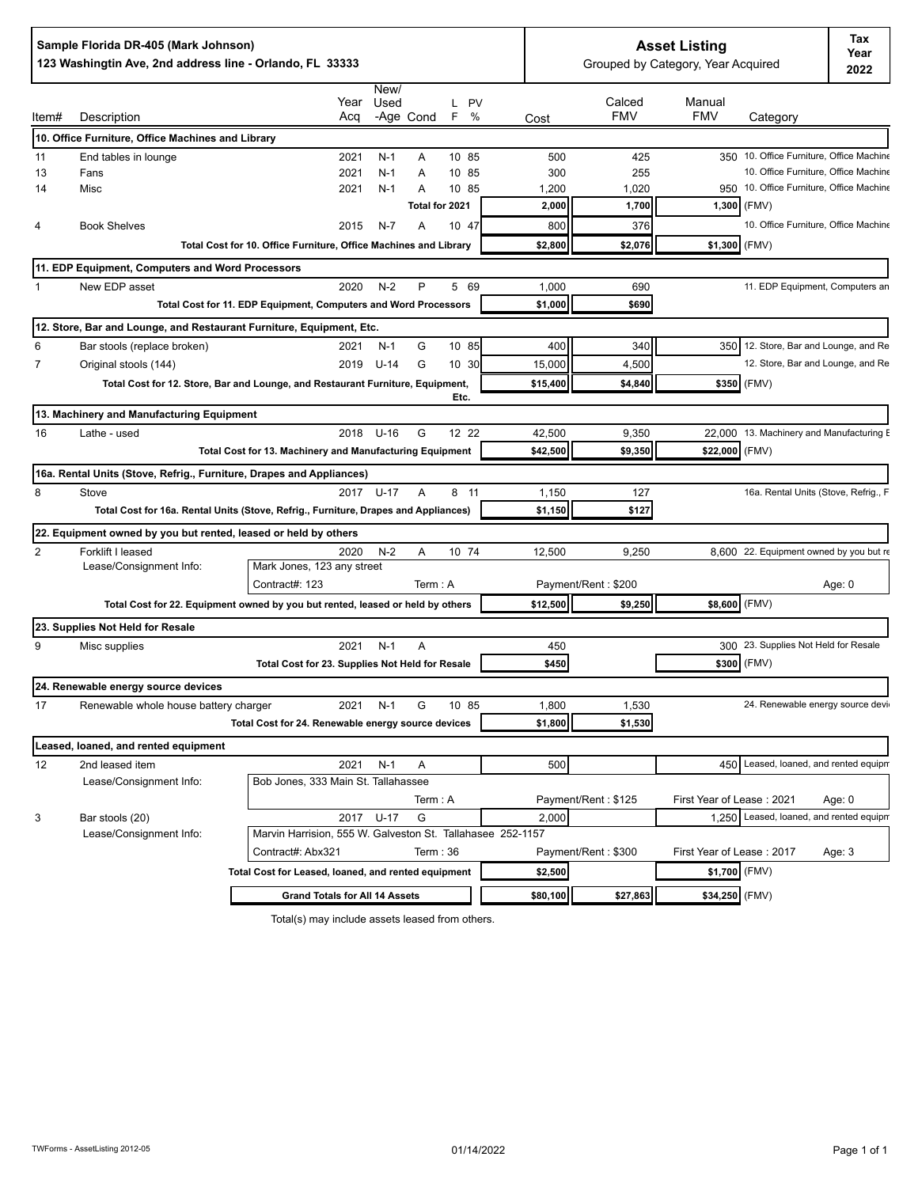**Sample Florida DR-405 (Mark Johnson)**
**123 Washingtin Ave, 2nd address line - Orlando, FL 33333**

# Asset Listing

Grouped by Category, Year Acquired

**Tax Year 2022**

| Item# | Description | Year Acq | New/ Used -Age | Cond | L F | PV % | Cost | Calced FMV | Manual FMV | Category |
|---|---|---|---|---|---|---|---|---|---|---|
| **10. Office Furniture, Office Machines and Library** | | | | | | | | | | |
| 11 | End tables in lounge | 2021 | N-1 | A | 10 | 85 | 500 | 425 | 350 | 10. Office Furniture, Office Machine |
| 13 | Fans | 2021 | N-1 | A | 10 | 85 | 300 | 255 | | 10. Office Furniture, Office Machine |
| 14 | Misc | 2021 | N-1 | A | 10 | 85 | 1,200 | 1,020 | 950 | 10. Office Furniture, Office Machine |
| | | | | Total for 2021 | | | 2,000 | 1,700 | 1,300 | (FMV) |
| 4 | Book Shelves | 2015 | N-7 | A | 10 | 47 | 800 | 376 | | 10. Office Furniture, Office Machine |
| | Total Cost for 10. Office Furniture, Office Machines and Library | | | | | | $2,800 | $2,076 | $1,300 | (FMV) |
| **11. EDP Equipment, Computers and Word Processors** | | | | | | | | | | |
| 1 | New EDP asset | 2020 | N-2 | P | 5 | 69 | 1,000 | 690 | | 11. EDP Equipment, Computers an |
| | Total Cost for 11. EDP Equipment, Computers and Word Processors | | | | | | $1,000 | $690 | | |
| **12. Store, Bar and Lounge, and Restaurant Furniture, Equipment, Etc.** | | | | | | | | | | |
| 6 | Bar stools (replace broken) | 2021 | N-1 | G | 10 | 85 | 400 | 340 | 350 | 12. Store, Bar and Lounge, and Re |
| 7 | Original stools (144) | 2019 | U-14 | G | 10 | 30 | 15,000 | 4,500 | | 12. Store, Bar and Lounge, and Re |
| | Total Cost for 12. Store, Bar and Lounge, and Restaurant Furniture, Equipment, Etc. | | | | | | $15,400 | $4,840 | $350 | (FMV) |
| **13. Machinery and Manufacturing Equipment** | | | | | | | | | | |
| 16 | Lathe - used | 2018 | U-16 | G | 12 | 22 | 42,500 | 9,350 | 22,000 | 13. Machinery and Manufacturing E |
| | Total Cost for 13. Machinery and Manufacturing Equipment | | | | | | $42,500 | $9,350 | $22,000 | (FMV) |
| **16a. Rental Units (Stove, Refrig., Furniture, Drapes and Appliances)** | | | | | | | | | | |
| 8 | Stove | 2017 | U-17 | A | 8 | 11 | 1,150 | 127 | | 16a. Rental Units (Stove, Refrig., F |
| | Total Cost for 16a. Rental Units (Stove, Refrig., Furniture, Drapes and Appliances) | | | | | | $1,150 | $127 | | |
| **22. Equipment owned by you but rented, leased or held by others** | | | | | | | | | | |
| 2 | Forklift I leased | 2020 | N-2 | A | 10 | 74 | 12,500 | 9,250 | 8,600 | 22. Equipment owned by you but re |
| | Lease/Consignment Info: Mark Jones, 123 any street | | | | | | | | | |
| | Contract#: 123 | | | Term : A | | | Payment/Rent : $200 | | | Age: 0 |
| | Total Cost for 22. Equipment owned by you but rented, leased or held by others | | | | | | $12,500 | $9,250 | $8,600 | (FMV) |
| **23. Supplies Not Held for Resale** | | | | | | | | | | |
| 9 | Misc supplies | 2021 | N-1 | A | | | 450 | | 300 | 23. Supplies Not Held for Resale |
| | Total Cost for 23. Supplies Not Held for Resale | | | | | | $450 | | $300 | (FMV) |
| **24. Renewable energy source devices** | | | | | | | | | | |
| 17 | Renewable whole house battery charger | 2021 | N-1 | G | 10 | 85 | 1,800 | 1,530 | | 24. Renewable energy source devi |
| | Total Cost for 24. Renewable energy source devices | | | | | | $1,800 | $1,530 | | |
| **Leased, loaned, and rented equipment** | | | | | | | | | | |
| 12 | 2nd leased item | 2021 | N-1 | A | | | 500 | | 450 | Leased, loaned, and rented equipm |
| | Lease/Consignment Info: Bob Jones, 333 Main St. Tallahassee | | | | | | | | | |
| | | | | Term : A | | | Payment/Rent : $125 | | First Year of Lease : 2021 | Age: 0 |
| 3 | Bar stools (20) | 2017 | U-17 | G | | | 2,000 | | 1,250 | Leased, loaned, and rented equipm |
| | Lease/Consignment Info: Marvin Harrision, 555 W. Galveston St. Tallahasee 252-1157 | | | | | | | | | |
| | Contract#: Abx321 | | | Term : 36 | | | Payment/Rent : $300 | | First Year of Lease : 2017 | Age: 3 |
| | Total Cost for Leased, loaned, and rented equipment | | | | | | $2,500 | | $1,700 | (FMV) |
| | **Grand Totals for All 14 Assets** | | | | | | $80,100 | $27,863 | $34,250 | (FMV) |

Total(s) may include assets leased from others.

TWForms - AssetListing 2012-05 01/14/2022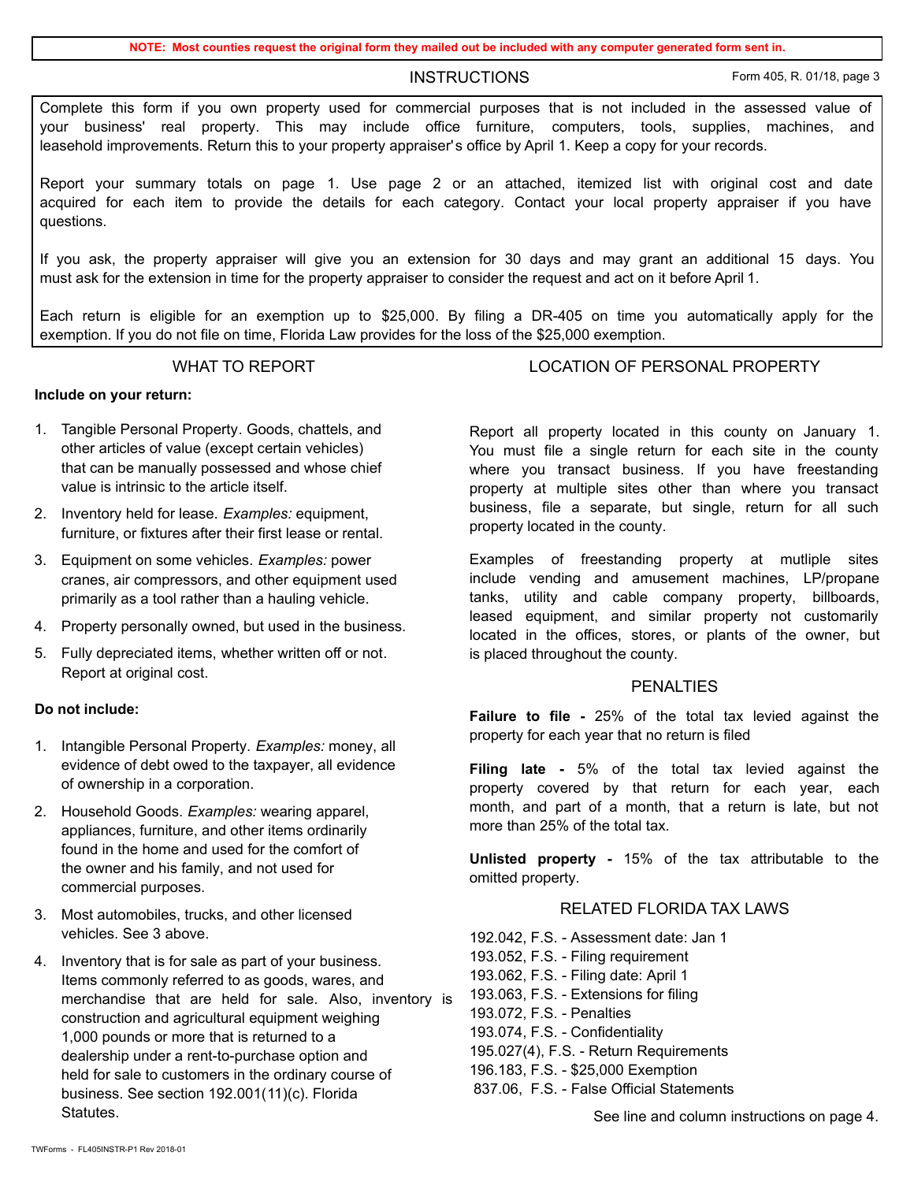**NOTE: Most counties request the original form they mailed out be included with any computer generated form sent in.**

# INSTRUCTIONS

Form 405, R. 01/18, page 3

Complete this form if you own property used for commercial purposes that is not included in the assessed value of your business' real property. This may include office furniture, computers, tools, supplies, machines, and leasehold improvements. Return this to your property appraiser's office by April 1. Keep a copy for your records.

Report your summary totals on page 1. Use page 2 or an attached, itemized list with original cost and date acquired for each item to provide the details for each category. Contact your local property appraiser if you have questions.

If you ask, the property appraiser will give you an extension for 30 days and may grant an additional 15 days. You must ask for the extension in time for the property appraiser to consider the request and act on it before April 1.

Each return is eligible for an exemption up to $25,000. By filing a DR-405 on time you automatically apply for the exemption. If you do not file on time, Florida Law provides for the loss of the $25,000 exemption.

## WHAT TO REPORT

**Include on your return:**

1. Tangible Personal Property. Goods, chattels, and other articles of value (except certain vehicles) that can be manually possessed and whose chief value is intrinsic to the article itself.
2. Inventory held for lease. *Examples:* equipment, furniture, or fixtures after their first lease or rental.
3. Equipment on some vehicles. *Examples:* power cranes, air compressors, and other equipment used primarily as a tool rather than a hauling vehicle.
4. Property personally owned, but used in the business.
5. Fully depreciated items, whether written off or not. Report at original cost.

**Do not include:**

1. Intangible Personal Property. *Examples:* money, all evidence of debt owed to the taxpayer, all evidence of ownership in a corporation.
2. Household Goods. *Examples:* wearing apparel, appliances, furniture, and other items ordinarily found in the home and used for the comfort of the owner and his family, and not used for commercial purposes.
3. Most automobiles, trucks, and other licensed vehicles. See 3 above.
4. Inventory that is for sale as part of your business. Items commonly referred to as goods, wares, and merchandise that are held for sale. Also, inventory is construction and agricultural equipment weighing 1,000 pounds or more that is returned to a dealership under a rent-to-purchase option and held for sale to customers in the ordinary course of business. See section 192.001(11)(c). Florida Statutes.

## LOCATION OF PERSONAL PROPERTY

Report all property located in this county on January 1. You must file a single return for each site in the county where you transact business. If you have freestanding property at multiple sites other than where you transact business, file a separate, but single, return for all such property located in the county.

Examples of freestanding property at mutliple sites include vending and amusement machines, LP/propane tanks, utility and cable company property, billboards, leased equipment, and similar property not customarily located in the offices, stores, or plants of the owner, but is placed throughout the county.

## PENALTIES

**Failure to file -** 25% of the total tax levied against the property for each year that no return is filed

**Filing late -** 5% of the total tax levied against the property covered by that return for each year, each month, and part of a month, that a return is late, but not more than 25% of the total tax.

**Unlisted property -** 15% of the tax attributable to the omitted property.

## RELATED FLORIDA TAX LAWS

192.042, F.S. - Assessment date: Jan 1
193.052, F.S. - Filing requirement
193.062, F.S. - Filing date: April 1
193.063, F.S. - Extensions for filing
193.072, F.S. - Penalties
193.074, F.S. - Confidentiality
195.027(4), F.S. - Return Requirements
196.183, F.S. - $25,000 Exemption
837.06, F.S. - False Official Statements

See line and column instructions on page 4.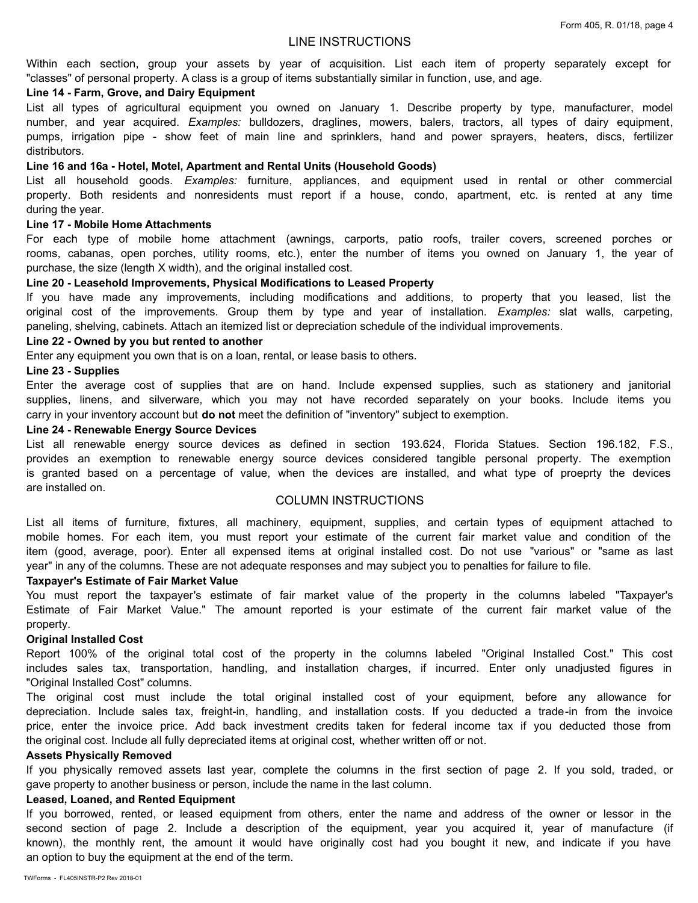## LINE INSTRUCTIONS

Within each section, group your assets by year of acquisition. List each item of property separately except for "classes" of personal property. A class is a group of items substantially similar in function, use, and age.

**Line 14 - Farm, Grove, and Dairy Equipment**

List all types of agricultural equipment you owned on January 1. Describe property by type, manufacturer, model number, and year acquired. *Examples:* bulldozers, draglines, mowers, balers, tractors, all types of dairy equipment, pumps, irrigation pipe - show feet of main line and sprinklers, hand and power sprayers, heaters, discs, fertilizer distributors.

**Line 16 and 16a - Hotel, Motel, Apartment and Rental Units (Household Goods)**

List all household goods. *Examples:* furniture, appliances, and equipment used in rental or other commercial property. Both residents and nonresidents must report if a house, condo, apartment, etc. is rented at any time during the year.

**Line 17 - Mobile Home Attachments**

For each type of mobile home attachment (awnings, carports, patio roofs, trailer covers, screened porches or rooms, cabanas, open porches, utility rooms, etc.), enter the number of items you owned on January 1, the year of purchase, the size (length X width), and the original installed cost.

**Line 20 - Leasehold Improvements, Physical Modifications to Leased Property**

If you have made any improvements, including modifications and additions, to property that you leased, list the original cost of the improvements. Group them by type and year of installation. *Examples:* slat walls, carpeting, paneling, shelving, cabinets. Attach an itemized list or depreciation schedule of the individual improvements.

**Line 22 - Owned by you but rented to another**

Enter any equipment you own that is on a loan, rental, or lease basis to others.

**Line 23 - Supplies**

Enter the average cost of supplies that are on hand. Include expensed supplies, such as stationery and janitorial supplies, linens, and silverware, which you may not have recorded separately on your books. Include items you carry in your inventory account but **do not** meet the definition of "inventory" subject to exemption.

**Line 24 - Renewable Energy Source Devices**

List all renewable energy source devices as defined in section 193.624, Florida Statues. Section 196.182, F.S., provides an exemption to renewable energy source devices considered tangible personal property. The exemption is granted based on a percentage of value, when the devices are installed, and what type of proeprty the devices are installed on.

## COLUMN INSTRUCTIONS

List all items of furniture, fixtures, all machinery, equipment, supplies, and certain types of equipment attached to mobile homes. For each item, you must report your estimate of the current fair market value and condition of the item (good, average, poor). Enter all expensed items at original installed cost. Do not use "various" or "same as last year" in any of the columns. These are not adequate responses and may subject you to penalties for failure to file.

**Taxpayer's Estimate of Fair Market Value**

You must report the taxpayer's estimate of fair market value of the property in the columns labeled "Taxpayer's Estimate of Fair Market Value." The amount reported is your estimate of the current fair market value of the property.

**Original Installed Cost**

Report 100% of the original total cost of the property in the columns labeled "Original Installed Cost." This cost includes sales tax, transportation, handling, and installation charges, if incurred. Enter only unadjusted figures in "Original Installed Cost" columns.

The original cost must include the total original installed cost of your equipment, before any allowance for depreciation. Include sales tax, freight-in, handling, and installation costs. If you deducted a trade-in from the invoice price, enter the invoice price. Add back investment credits taken for federal income tax if you deducted those from the original cost. Include all fully depreciated items at original cost, whether written off or not.

**Assets Physically Removed**

If you physically removed assets last year, complete the columns in the first section of page 2. If you sold, traded, or gave property to another business or person, include the name in the last column.

**Leased, Loaned, and Rented Equipment**

If you borrowed, rented, or leased equipment from others, enter the name and address of the owner or lessor in the second section of page 2. Include a description of the equipment, year you acquired it, year of manufacture (if known), the monthly rent, the amount it would have originally cost had you bought it new, and indicate if you have an option to buy the equipment at the end of the term.